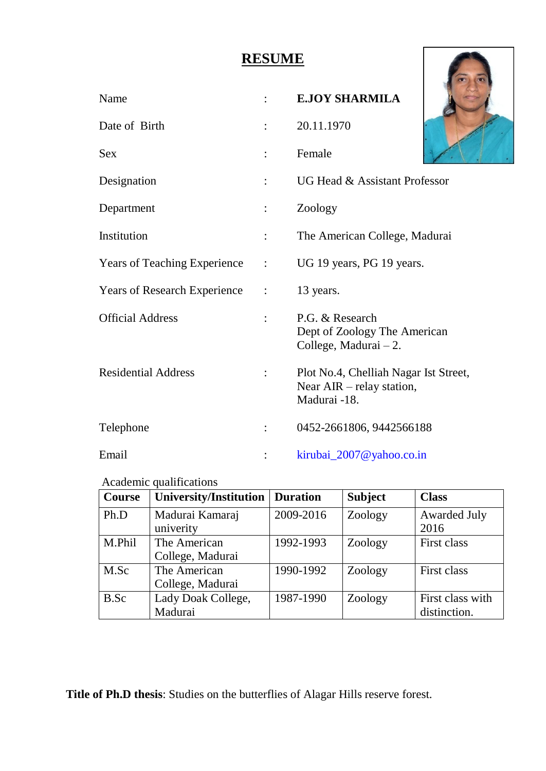# RESUME

Name : **E.JOY SHARMILA**

Date of Birth : 20.11.1970

Sex : Female

Designation : UG Head & Assistant Professor

Department : Zoology

Institution : The American College, Madurai

Years of Teaching Experience : UG 19 years, PG 19 years.

Years of Research Experience : 13 years.

Official Address : P.G. & Research
Dept of Zoology The American
College, Madurai – 2.

Residential Address : Plot No.4, Chelliah Nagar Ist Street,
Near AIR – relay station,
Madurai -18.

Telephone : 0452-2661806, 9442566188

Email : kirubai_2007@yahoo.co.in

Academic qualifications

| Course | University/Institution | Duration | Subject | Class |
|---|---|---|---|---|
| Ph.D | Madurai Kamaraj univerity | 2009-2016 | Zoology | Awarded July 2016 |
| M.Phil | The American College, Madurai | 1992-1993 | Zoology | First class |
| M.Sc | The American College, Madurai | 1990-1992 | Zoology | First class |
| B.Sc | Lady Doak College, Madurai | 1987-1990 | Zoology | First class with distinction. |

**Title of Ph.D thesis**: Studies on the butterflies of Alagar Hills reserve forest.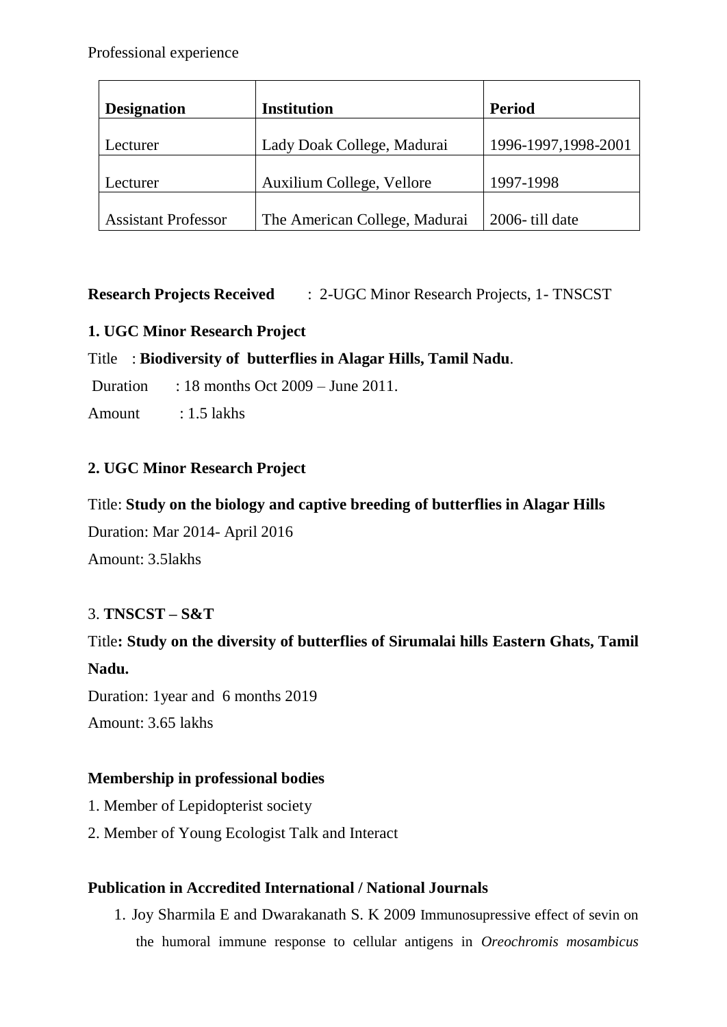Professional experience

| Designation | Institution | Period |
|---|---|---|
| Lecturer | Lady Doak College, Madurai | 1996-1997,1998-2001 |
| Lecturer | Auxilium College, Vellore | 1997-1998 |
| Assistant Professor | The American College, Madurai | 2006- till date |

**Research Projects Received** : 2-UGC Minor Research Projects, 1- TNSCST

**1. UGC Minor Research Project**

Title : **Biodiversity of butterflies in Alagar Hills, Tamil Nadu**.

Duration : 18 months Oct 2009 – June 2011.

Amount : 1.5 lakhs

**2. UGC Minor Research Project**

Title: **Study on the biology and captive breeding of butterflies in Alagar Hills**

Duration: Mar 2014- April 2016

Amount: 3.5lakhs

3. **TNSCST – S&T**

Title**: Study on the diversity of butterflies of Sirumalai hills Eastern Ghats, Tamil Nadu.**

Duration: 1year and 6 months 2019

Amount: 3.65 lakhs

**Membership in professional bodies**

1. Member of Lepidopterist society
2. Member of Young Ecologist Talk and Interact

**Publication in Accredited International / National Journals**

1. Joy Sharmila E and Dwarakanath S. K 2009 Immunosupressive effect of sevin on the humoral immune response to cellular antigens in *Oreochromis mosambicus*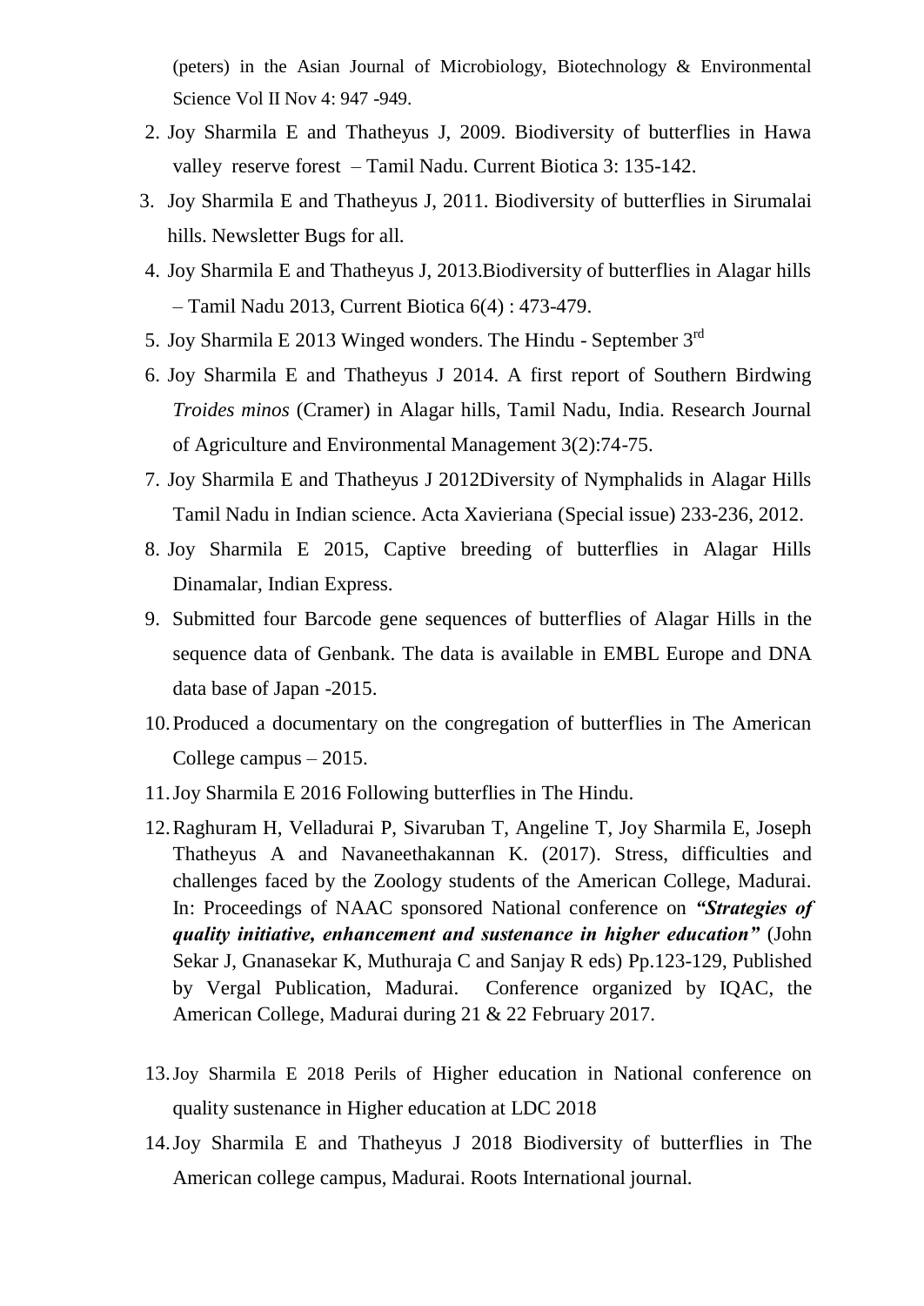(peters) in the Asian Journal of Microbiology, Biotechnology & Environmental Science Vol II Nov 4: 947 -949.

2. Joy Sharmila E and Thatheyus J, 2009. Biodiversity of butterflies in Hawa valley reserve forest – Tamil Nadu. Current Biotica 3: 135-142.
3. Joy Sharmila E and Thatheyus J, 2011. Biodiversity of butterflies in Sirumalai hills. Newsletter Bugs for all.
4. Joy Sharmila E and Thatheyus J, 2013.Biodiversity of butterflies in Alagar hills – Tamil Nadu 2013, Current Biotica 6(4) : 473-479.
5. Joy Sharmila E 2013 Winged wonders. The Hindu - September 3rd
6. Joy Sharmila E and Thatheyus J 2014. A first report of Southern Birdwing *Troides minos* (Cramer) in Alagar hills, Tamil Nadu, India. Research Journal of Agriculture and Environmental Management 3(2):74-75.
7. Joy Sharmila E and Thatheyus J 2012Diversity of Nymphalids in Alagar Hills Tamil Nadu in Indian science. Acta Xavieriana (Special issue) 233-236, 2012.
8. Joy Sharmila E 2015, Captive breeding of butterflies in Alagar Hills Dinamalar, Indian Express.
9. Submitted four Barcode gene sequences of butterflies of Alagar Hills in the sequence data of Genbank. The data is available in EMBL Europe and DNA data base of Japan -2015.
10. Produced a documentary on the congregation of butterflies in The American College campus – 2015.
11. Joy Sharmila E 2016 Following butterflies in The Hindu.
12. Raghuram H, Velladurai P, Sivaruban T, Angeline T, Joy Sharmila E, Joseph Thatheyus A and Navaneethakannan K. (2017). Stress, difficulties and challenges faced by the Zoology students of the American College, Madurai. In: Proceedings of NAAC sponsored National conference on ***"Strategies of quality initiative, enhancement and sustenance in higher education"*** (John Sekar J, Gnanasekar K, Muthuraja C and Sanjay R eds) Pp.123-129, Published by Vergal Publication, Madurai. Conference organized by IQAC, the American College, Madurai during 21 & 22 February 2017.
13. Joy Sharmila E 2018 Perils of Higher education in National conference on quality sustenance in Higher education at LDC 2018
14. Joy Sharmila E and Thatheyus J 2018 Biodiversity of butterflies in The American college campus, Madurai. Roots International journal.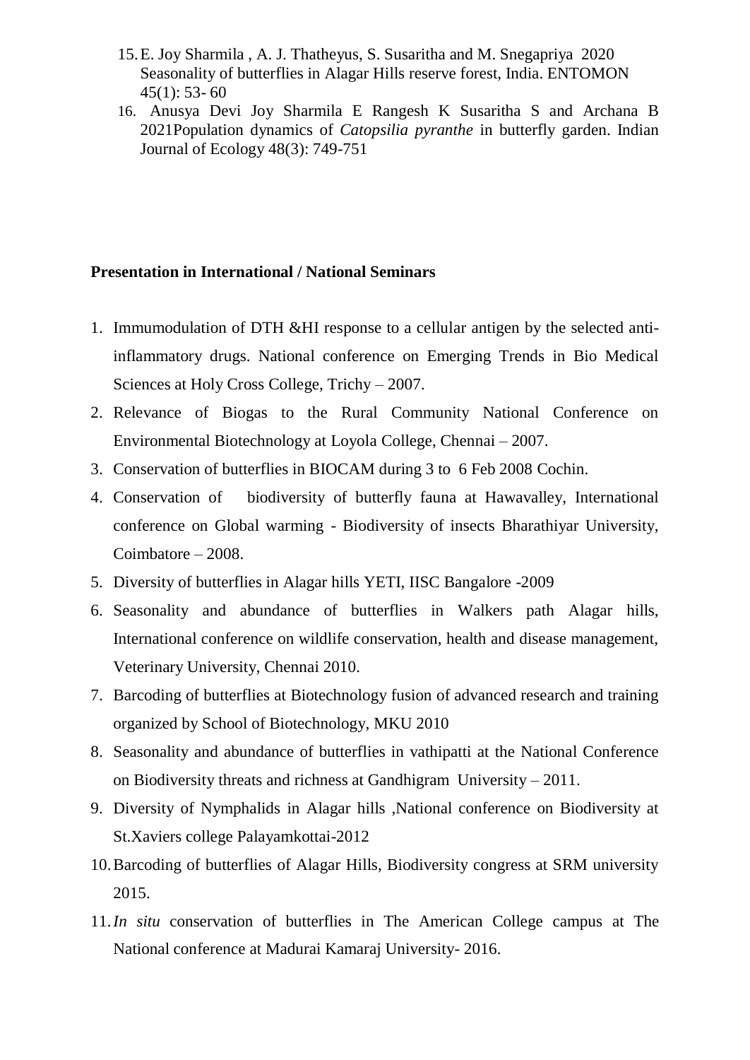15. E. Joy Sharmila , A. J. Thatheyus, S. Susaritha and M. Snegapriya 2020 Seasonality of butterflies in Alagar Hills reserve forest, India. ENTOMON 45(1): 53- 60
16. Anusya Devi Joy Sharmila E Rangesh K Susaritha S and Archana B 2021Population dynamics of *Catopsilia pyranthe* in butterfly garden. Indian Journal of Ecology 48(3): 749-751

**Presentation in International / National Seminars**

1. Immumodulation of DTH &HI response to a cellular antigen by the selected anti-inflammatory drugs. National conference on Emerging Trends in Bio Medical Sciences at Holy Cross College, Trichy – 2007.
2. Relevance of Biogas to the Rural Community National Conference on Environmental Biotechnology at Loyola College, Chennai – 2007.
3. Conservation of butterflies in BIOCAM during 3 to 6 Feb 2008 Cochin.
4. Conservation of biodiversity of butterfly fauna at Hawavalley, International conference on Global warming - Biodiversity of insects Bharathiyar University, Coimbatore – 2008.
5. Diversity of butterflies in Alagar hills YETI, IISC Bangalore -2009
6. Seasonality and abundance of butterflies in Walkers path Alagar hills, International conference on wildlife conservation, health and disease management, Veterinary University, Chennai 2010.
7. Barcoding of butterflies at Biotechnology fusion of advanced research and training organized by School of Biotechnology, MKU 2010
8. Seasonality and abundance of butterflies in vathipatti at the National Conference on Biodiversity threats and richness at Gandhigram University – 2011.
9. Diversity of Nymphalids in Alagar hills ,National conference on Biodiversity at St.Xaviers college Palayamkottai-2012
10. Barcoding of butterflies of Alagar Hills, Biodiversity congress at SRM university 2015.
11. *In situ* conservation of butterflies in The American College campus at The National conference at Madurai Kamaraj University- 2016.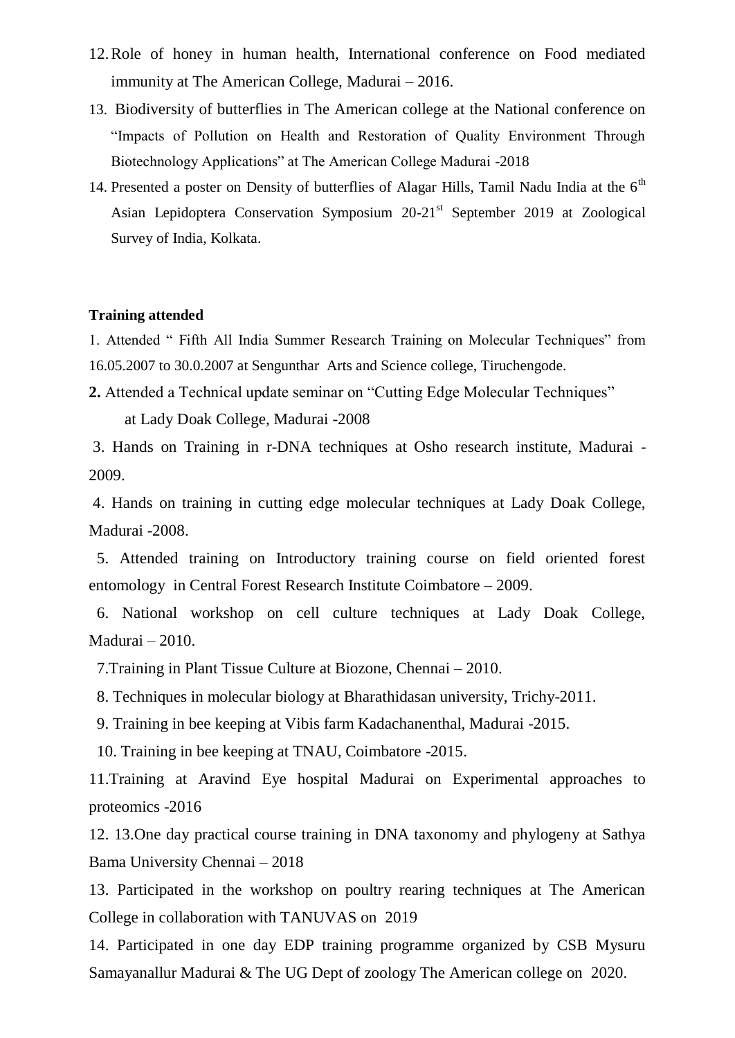12. Role of honey in human health, International conference on Food mediated immunity at The American College, Madurai – 2016.
13. Biodiversity of butterflies in The American college at the National conference on "Impacts of Pollution on Health and Restoration of Quality Environment Through Biotechnology Applications" at The American College Madurai -2018
14. Presented a poster on Density of butterflies of Alagar Hills, Tamil Nadu India at the 6th Asian Lepidoptera Conservation Symposium 20-21st September 2019 at Zoological Survey of India, Kolkata.

**Training attended**

1. Attended " Fifth All India Summer Research Training on Molecular Techniques" from 16.05.2007 to 30.0.2007 at Sengunthar Arts and Science college, Tiruchengode.

**2.** Attended a Technical update seminar on "Cutting Edge Molecular Techniques" at Lady Doak College, Madurai -2008

3. Hands on Training in r-DNA techniques at Osho research institute, Madurai -2009.

4. Hands on training in cutting edge molecular techniques at Lady Doak College, Madurai -2008.

5. Attended training on Introductory training course on field oriented forest entomology in Central Forest Research Institute Coimbatore – 2009.

6. National workshop on cell culture techniques at Lady Doak College, Madurai – 2010.

7.Training in Plant Tissue Culture at Biozone, Chennai – 2010.

8. Techniques in molecular biology at Bharathidasan university, Trichy-2011.

9. Training in bee keeping at Vibis farm Kadachanenthal, Madurai -2015.

10. Training in bee keeping at TNAU, Coimbatore -2015.

11.Training at Aravind Eye hospital Madurai on Experimental approaches to proteomics -2016

12. 13.One day practical course training in DNA taxonomy and phylogeny at Sathya Bama University Chennai – 2018

13. Participated in the workshop on poultry rearing techniques at The American College in collaboration with TANUVAS on 2019

14. Participated in one day EDP training programme organized by CSB Mysuru Samayanallur Madurai & The UG Dept of zoology The American college on 2020.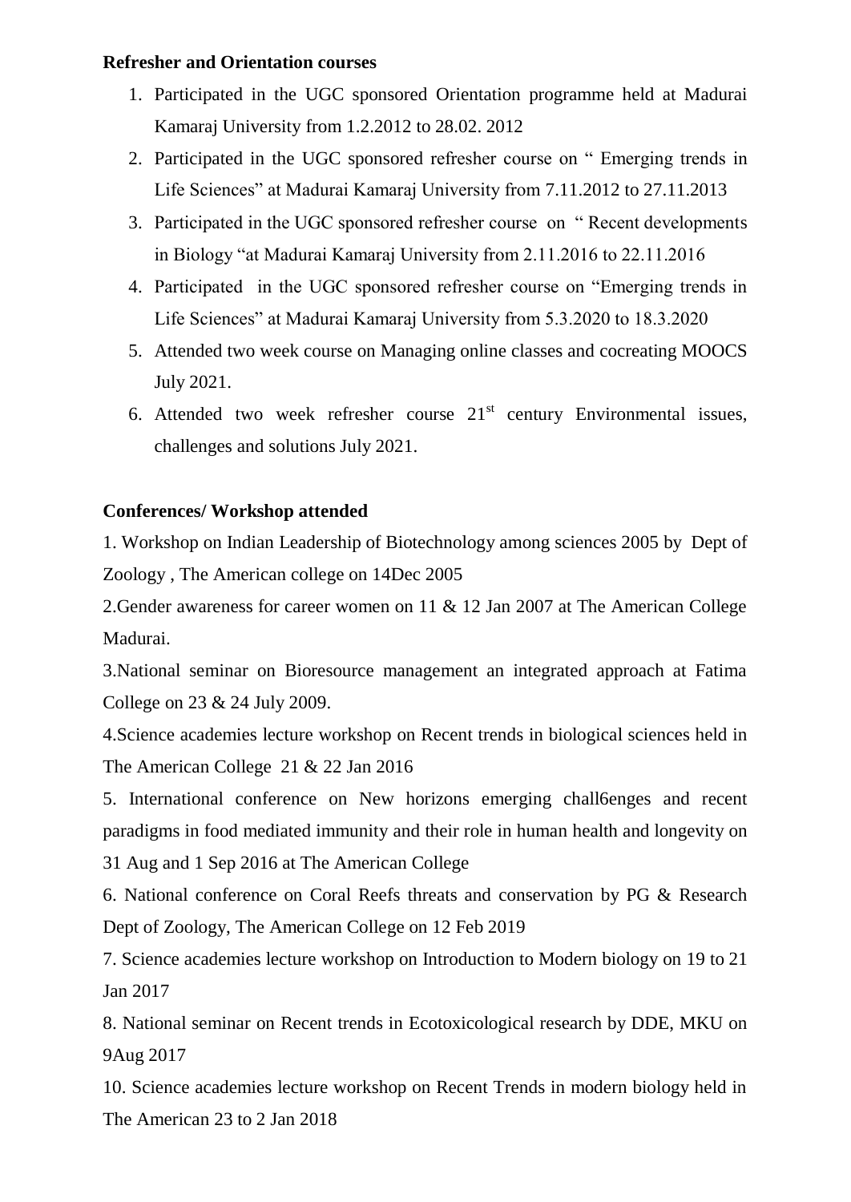**Refresher and Orientation courses**

1. Participated in the UGC sponsored Orientation programme held at Madurai Kamaraj University from 1.2.2012 to 28.02. 2012
2. Participated in the UGC sponsored refresher course on " Emerging trends in Life Sciences" at Madurai Kamaraj University from 7.11.2012 to 27.11.2013
3. Participated in the UGC sponsored refresher course on " Recent developments in Biology "at Madurai Kamaraj University from 2.11.2016 to 22.11.2016
4. Participated in the UGC sponsored refresher course on "Emerging trends in Life Sciences" at Madurai Kamaraj University from 5.3.2020 to 18.3.2020
5. Attended two week course on Managing online classes and cocreating MOOCS July 2021.
6. Attended two week refresher course 21st century Environmental issues, challenges and solutions July 2021.

**Conferences/ Workshop attended**

1. Workshop on Indian Leadership of Biotechnology among sciences 2005 by Dept of Zoology , The American college on 14Dec 2005

2.Gender awareness for career women on 11 & 12 Jan 2007 at The American College Madurai.

3.National seminar on Bioresource management an integrated approach at Fatima College on 23 & 24 July 2009.

4.Science academies lecture workshop on Recent trends in biological sciences held in The American College 21 & 22 Jan 2016

5. International conference on New horizons emerging chall6enges and recent paradigms in food mediated immunity and their role in human health and longevity on 31 Aug and 1 Sep 2016 at The American College

6. National conference on Coral Reefs threats and conservation by PG & Research Dept of Zoology, The American College on 12 Feb 2019

7. Science academies lecture workshop on Introduction to Modern biology on 19 to 21 Jan 2017

8. National seminar on Recent trends in Ecotoxicological research by DDE, MKU on 9Aug 2017

10. Science academies lecture workshop on Recent Trends in modern biology held in The American 23 to 2 Jan 2018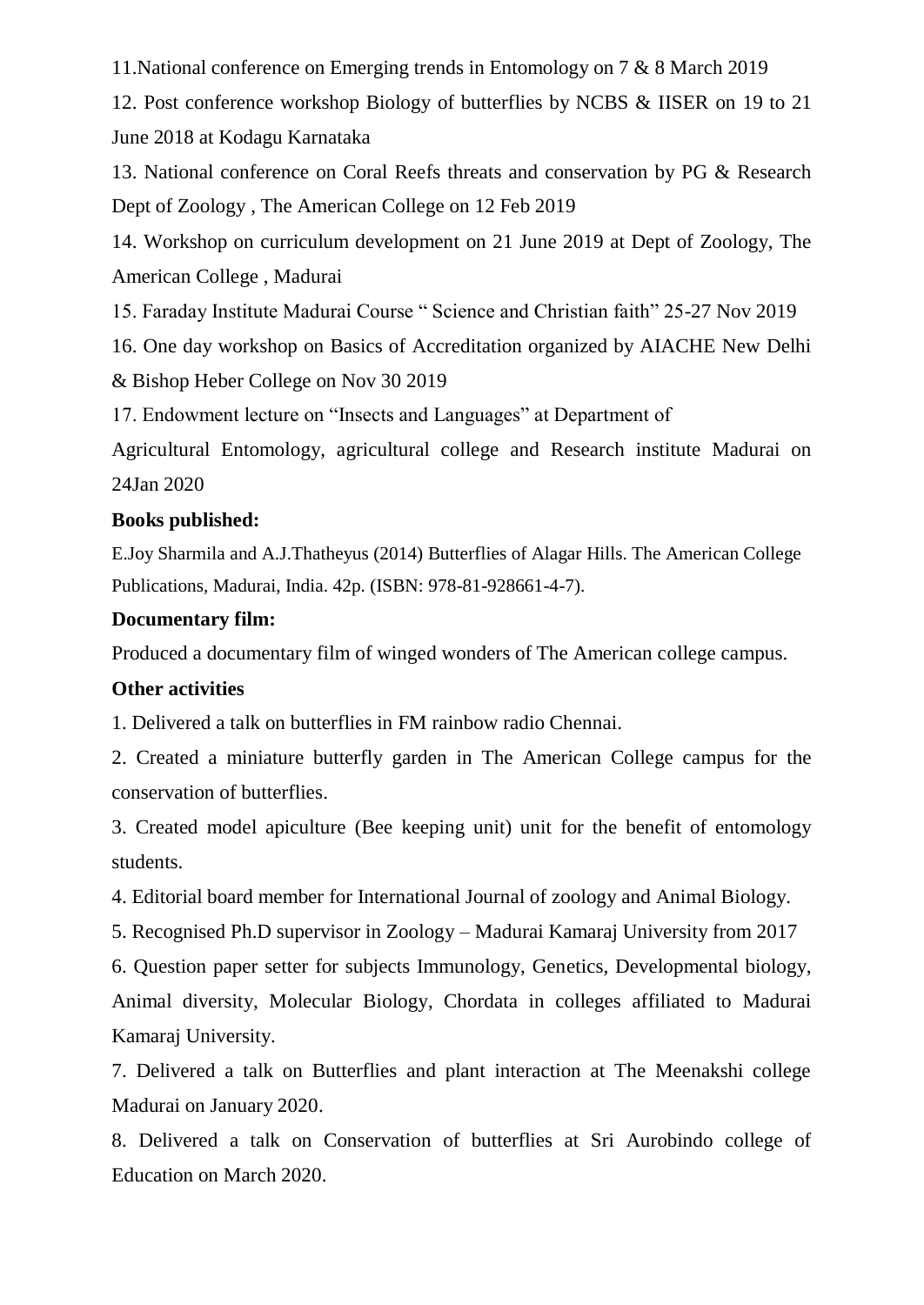11.National conference on Emerging trends in Entomology on 7 & 8 March 2019

12. Post conference workshop Biology of butterflies by NCBS & IISER on 19 to 21 June 2018 at Kodagu Karnataka

13. National conference on Coral Reefs threats and conservation by PG & Research Dept of Zoology , The American College on 12 Feb 2019

14. Workshop on curriculum development on 21 June 2019 at Dept of Zoology, The American College , Madurai

15. Faraday Institute Madurai Course " Science and Christian faith" 25-27 Nov 2019

16. One day workshop on Basics of Accreditation organized by AIACHE New Delhi & Bishop Heber College on Nov 30 2019

17. Endowment lecture on "Insects and Languages" at Department of Agricultural Entomology, agricultural college and Research institute Madurai on 24Jan 2020

**Books published:**

E.Joy Sharmila and A.J.Thatheyus (2014) Butterflies of Alagar Hills. The American College Publications, Madurai, India. 42p. (ISBN: 978-81-928661-4-7).

**Documentary film:**

Produced a documentary film of winged wonders of The American college campus.

**Other activities**

1. Delivered a talk on butterflies in FM rainbow radio Chennai.
2. Created a miniature butterfly garden in The American College campus for the conservation of butterflies.
3. Created model apiculture (Bee keeping unit) unit for the benefit of entomology students.
4. Editorial board member for International Journal of zoology and Animal Biology.
5. Recognised Ph.D supervisor in Zoology – Madurai Kamaraj University from 2017
6. Question paper setter for subjects Immunology, Genetics, Developmental biology, Animal diversity, Molecular Biology, Chordata in colleges affiliated to Madurai Kamaraj University.
7. Delivered a talk on Butterflies and plant interaction at The Meenakshi college Madurai on January 2020.
8. Delivered a talk on Conservation of butterflies at Sri Aurobindo college of Education on March 2020.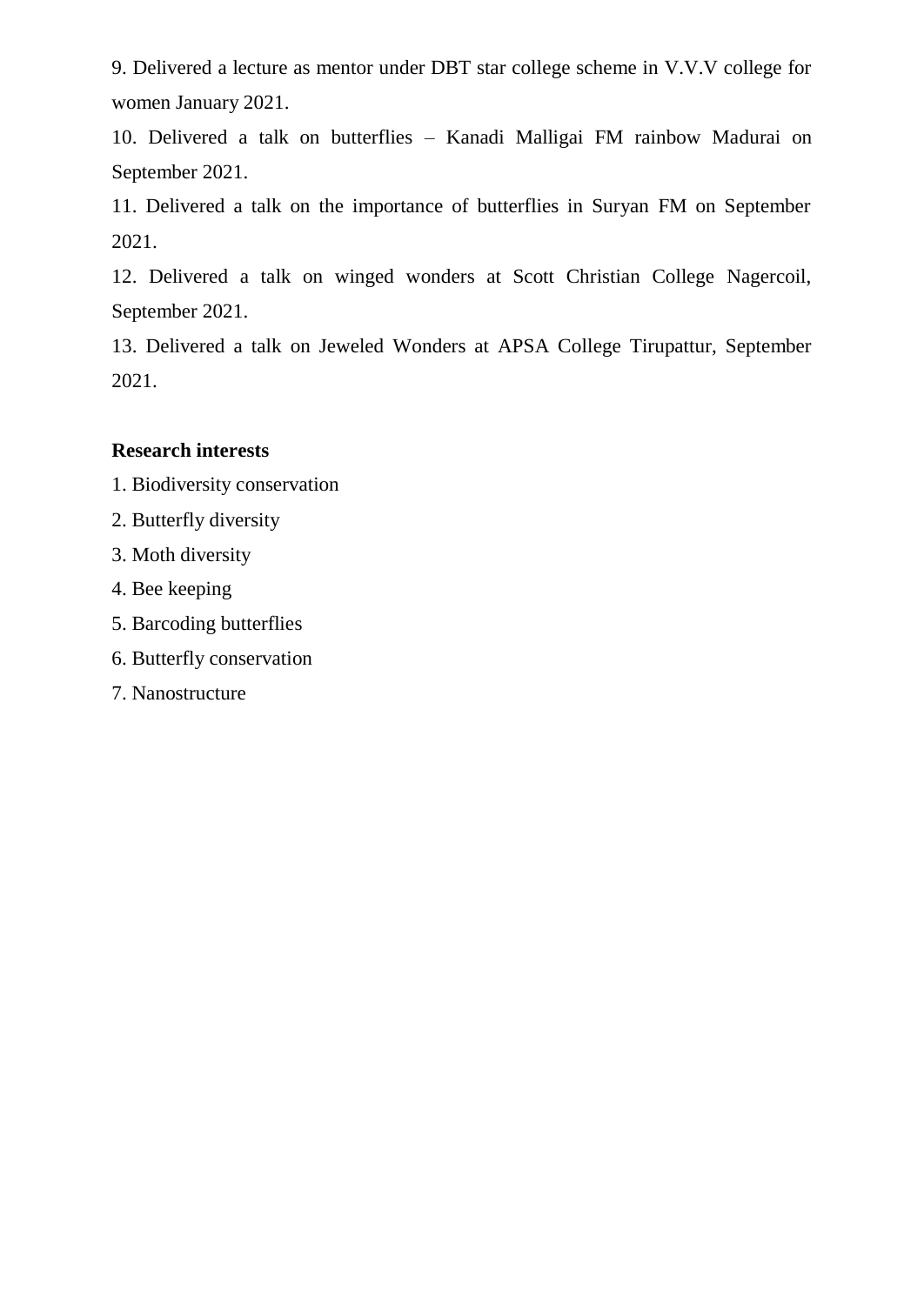9. Delivered a lecture as mentor under DBT star college scheme in V.V.V college for women January 2021.

10. Delivered a talk on butterflies – Kanadi Malligai FM rainbow Madurai on September 2021.

11. Delivered a talk on the importance of butterflies in Suryan FM on September 2021.

12. Delivered a talk on winged wonders at Scott Christian College Nagercoil, September 2021.

13. Delivered a talk on Jeweled Wonders at APSA College Tirupattur, September 2021.

**Research interests**

1. Biodiversity conservation
2. Butterfly diversity
3. Moth diversity
4. Bee keeping
5. Barcoding butterflies
6. Butterfly conservation
7. Nanostructure